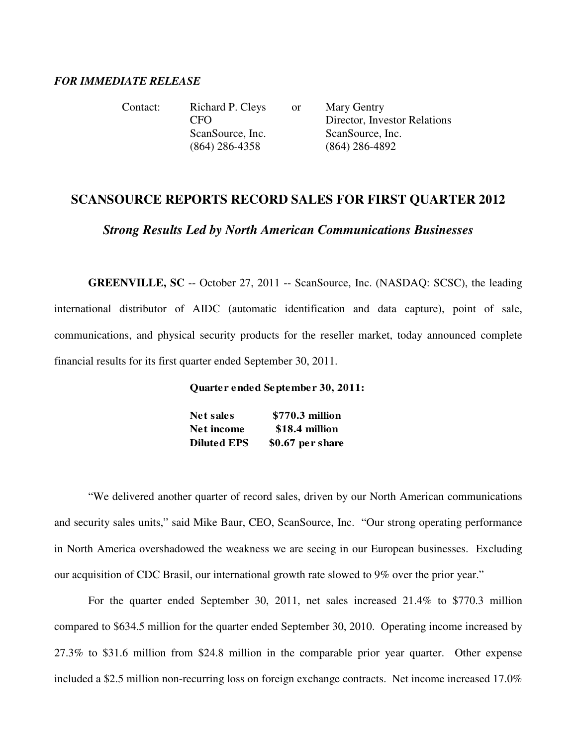*FOR IMMEDIATE RELEASE*

| Contact: | Richard P. Cleys | or | Mary Gentry |
|---|---|---|---|
| | CFO | | Director, Investor Relations |
| | ScanSource, Inc. | | ScanSource, Inc. |
| | (864) 286-4358 | | (864) 286-4892 |

## SCANSOURCE REPORTS RECORD SALES FOR FIRST QUARTER 2012

### *Strong Results Led by North American Communications Businesses*

**GREENVILLE, SC** -- October 27, 2011 -- ScanSource, Inc. (NASDAQ: SCSC), the leading international distributor of AIDC (automatic identification and data capture), point of sale, communications, and physical security products for the reseller market, today announced complete financial results for its first quarter ended September 30, 2011.

**Quarter ended September 30, 2011:**

| | |
|---|---|
| **Net sales** | **$770.3 million** |
| **Net income** | **$18.4 million** |
| **Diluted EPS** | **$0.67 per share** |

"We delivered another quarter of record sales, driven by our North American communications and security sales units," said Mike Baur, CEO, ScanSource, Inc. "Our strong operating performance in North America overshadowed the weakness we are seeing in our European businesses. Excluding our acquisition of CDC Brasil, our international growth rate slowed to 9% over the prior year."

For the quarter ended September 30, 2011, net sales increased 21.4% to $770.3 million compared to $634.5 million for the quarter ended September 30, 2010. Operating income increased by 27.3% to $31.6 million from $24.8 million in the comparable prior year quarter. Other expense included a $2.5 million non-recurring loss on foreign exchange contracts. Net income increased 17.0%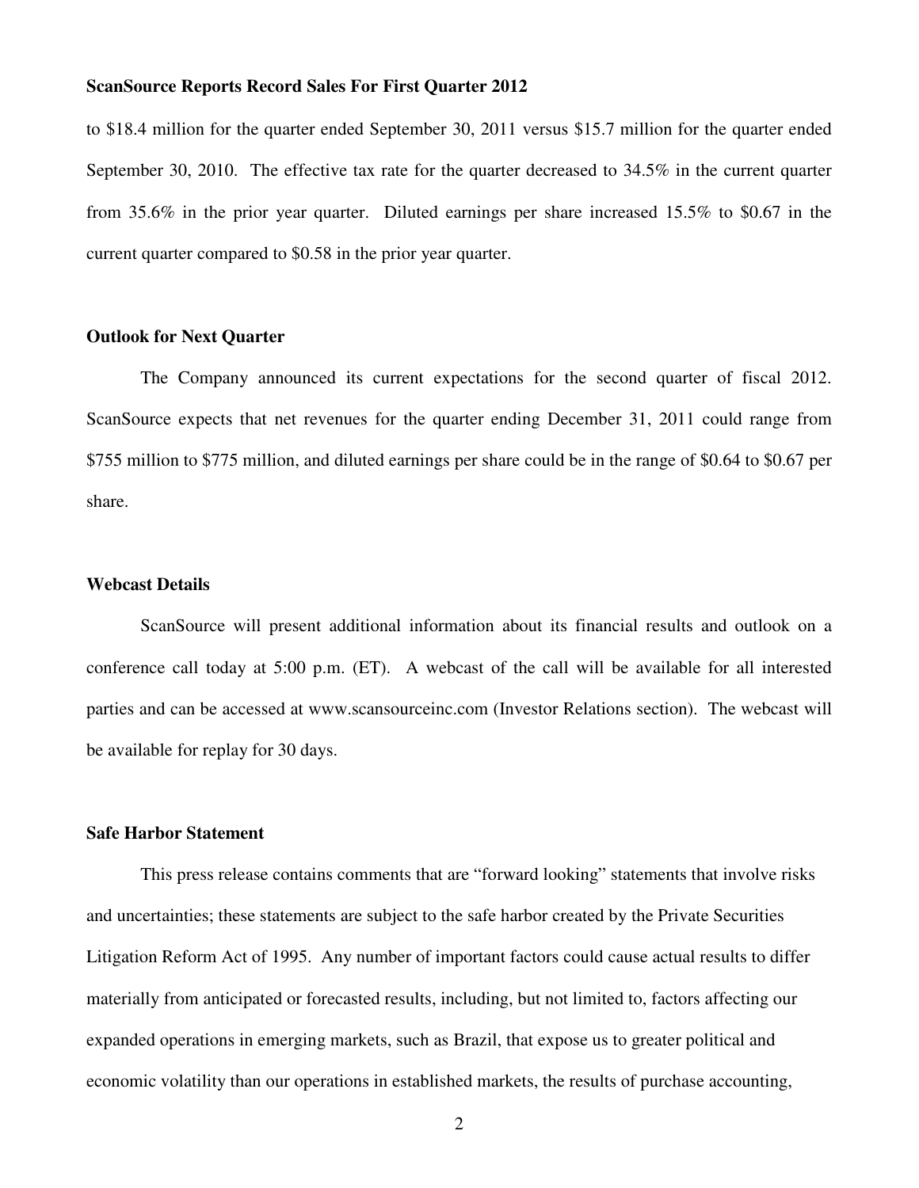**ScanSource Reports Record Sales For First Quarter 2012**

to $18.4 million for the quarter ended September 30, 2011 versus $15.7 million for the quarter ended September 30, 2010. The effective tax rate for the quarter decreased to 34.5% in the current quarter from 35.6% in the prior year quarter. Diluted earnings per share increased 15.5% to $0.67 in the current quarter compared to $0.58 in the prior year quarter.

**Outlook for Next Quarter**

The Company announced its current expectations for the second quarter of fiscal 2012. ScanSource expects that net revenues for the quarter ending December 31, 2011 could range from $755 million to $775 million, and diluted earnings per share could be in the range of $0.64 to $0.67 per share.

**Webcast Details**

ScanSource will present additional information about its financial results and outlook on a conference call today at 5:00 p.m. (ET). A webcast of the call will be available for all interested parties and can be accessed at www.scansourceinc.com (Investor Relations section). The webcast will be available for replay for 30 days.

**Safe Harbor Statement**

This press release contains comments that are "forward looking" statements that involve risks and uncertainties; these statements are subject to the safe harbor created by the Private Securities Litigation Reform Act of 1995. Any number of important factors could cause actual results to differ materially from anticipated or forecasted results, including, but not limited to, factors affecting our expanded operations in emerging markets, such as Brazil, that expose us to greater political and economic volatility than our operations in established markets, the results of purchase accounting,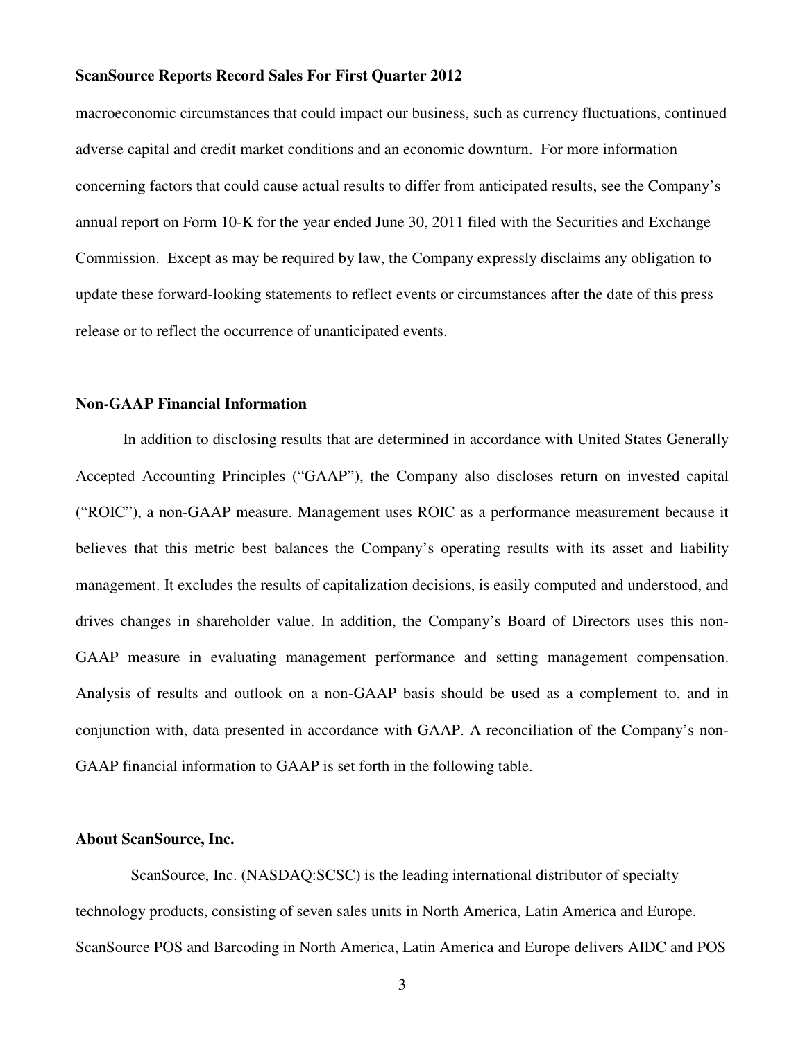macroeconomic circumstances that could impact our business, such as currency fluctuations, continued adverse capital and credit market conditions and an economic downturn. For more information concerning factors that could cause actual results to differ from anticipated results, see the Company's annual report on Form 10-K for the year ended June 30, 2011 filed with the Securities and Exchange Commission. Except as may be required by law, the Company expressly disclaims any obligation to update these forward-looking statements to reflect events or circumstances after the date of this press release or to reflect the occurrence of unanticipated events.

**Non-GAAP Financial Information**

In addition to disclosing results that are determined in accordance with United States Generally Accepted Accounting Principles ("GAAP"), the Company also discloses return on invested capital ("ROIC"), a non-GAAP measure. Management uses ROIC as a performance measurement because it believes that this metric best balances the Company's operating results with its asset and liability management. It excludes the results of capitalization decisions, is easily computed and understood, and drives changes in shareholder value. In addition, the Company's Board of Directors uses this non-GAAP measure in evaluating management performance and setting management compensation. Analysis of results and outlook on a non-GAAP basis should be used as a complement to, and in conjunction with, data presented in accordance with GAAP. A reconciliation of the Company's non-GAAP financial information to GAAP is set forth in the following table.

**About ScanSource, Inc.**

ScanSource, Inc. (NASDAQ:SCSC) is the leading international distributor of specialty technology products, consisting of seven sales units in North America, Latin America and Europe. ScanSource POS and Barcoding in North America, Latin America and Europe delivers AIDC and POS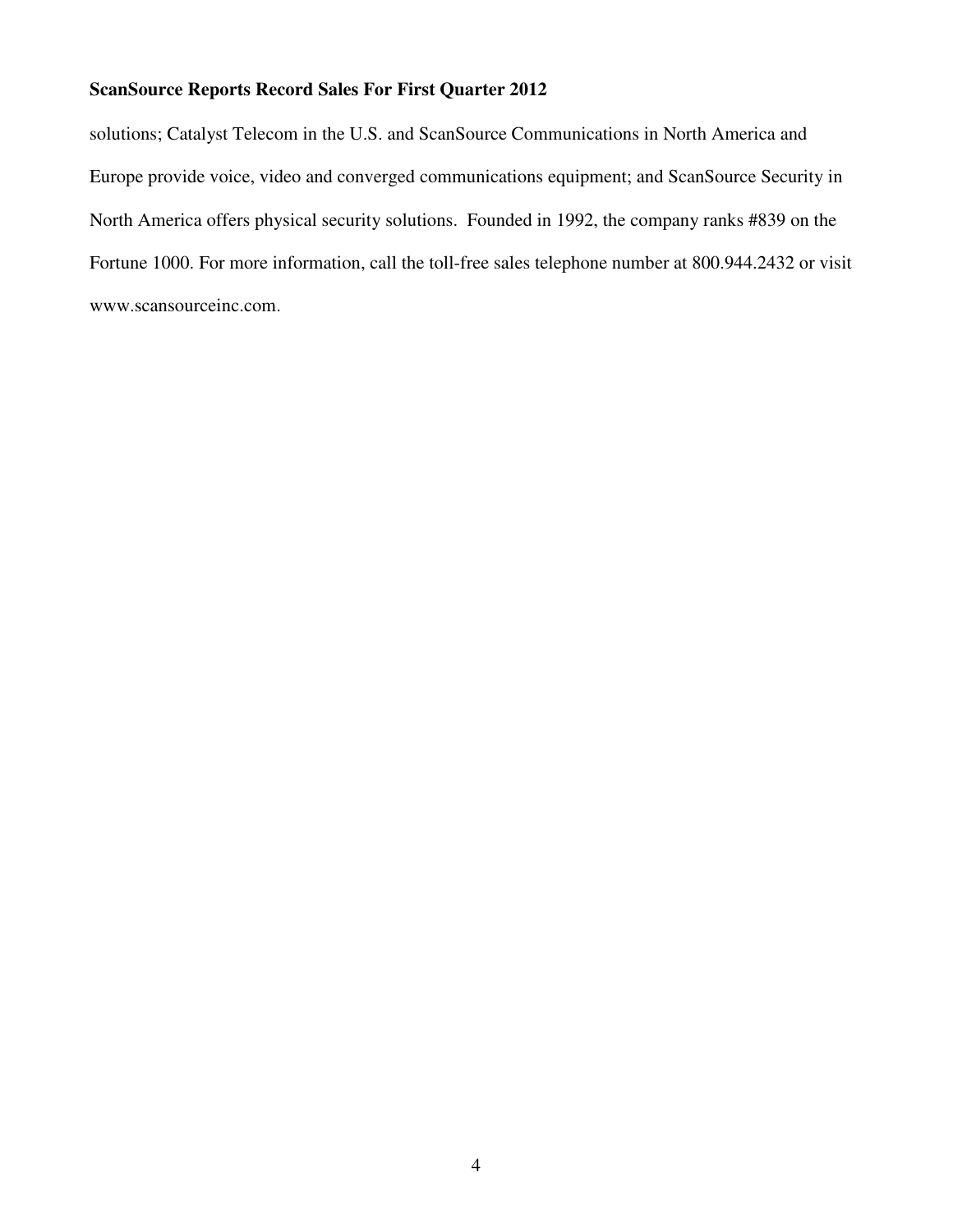solutions; Catalyst Telecom in the U.S. and ScanSource Communications in North America and Europe provide voice, video and converged communications equipment; and ScanSource Security in North America offers physical security solutions. Founded in 1992, the company ranks #839 on the Fortune 1000. For more information, call the toll-free sales telephone number at 800.944.2432 or visit www.scansourceinc.com.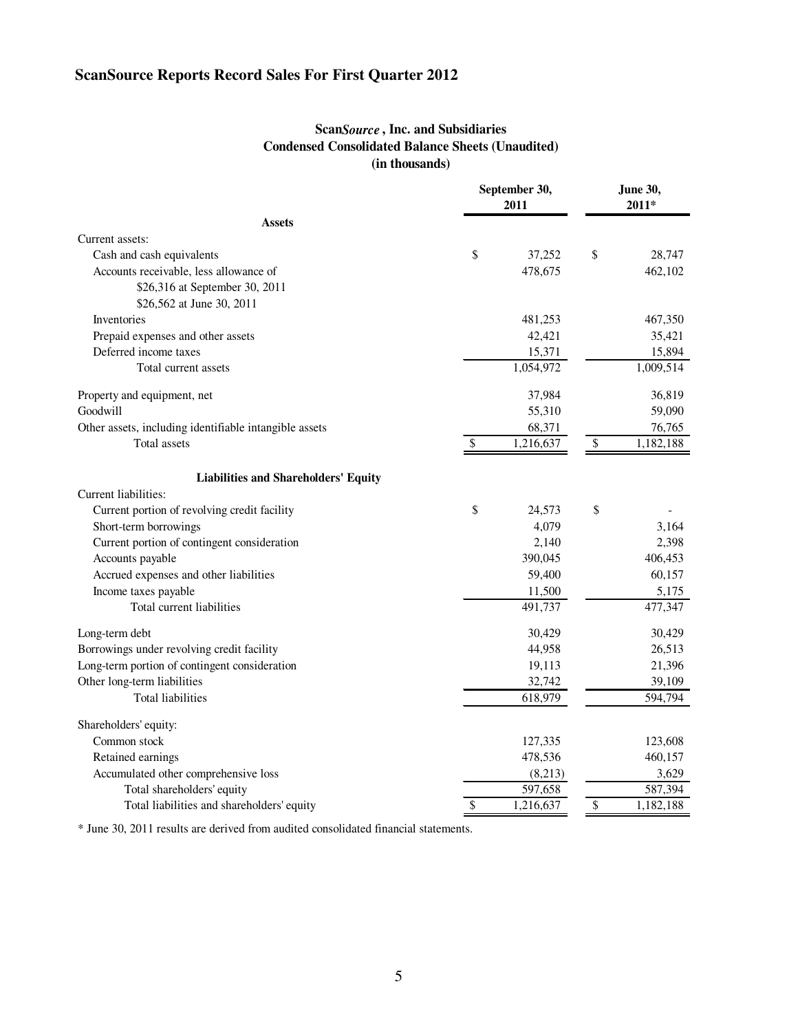# ScanSource Reports Record Sales For First Quarter 2012

**Scan*Source*, Inc. and Subsidiaries**
**Condensed Consolidated Balance Sheets (Unaudited)**
**(in thousands)**

| | September 30, 2011 | June 30, 2011* |
|---|---|---|
| **Assets** | | |
| Current assets: | | |
| Cash and cash equivalents | $ 37,252 | $ 28,747 |
| Accounts receivable, less allowance of $26,316 at September 30, 2011 $26,562 at June 30, 2011 | 478,675 | 462,102 |
| Inventories | 481,253 | 467,350 |
| Prepaid expenses and other assets | 42,421 | 35,421 |
| Deferred income taxes | 15,371 | 15,894 |
| Total current assets | 1,054,972 | 1,009,514 |
| Property and equipment, net | 37,984 | 36,819 |
| Goodwill | 55,310 | 59,090 |
| Other assets, including identifiable intangible assets | 68,371 | 76,765 |
| Total assets | $ 1,216,637 | $ 1,182,188 |
| **Liabilities and Shareholders' Equity** | | |
| Current liabilities: | | |
| Current portion of revolving credit facility | $ 24,573 | $ - |
| Short-term borrowings | 4,079 | 3,164 |
| Current portion of contingent consideration | 2,140 | 2,398 |
| Accounts payable | 390,045 | 406,453 |
| Accrued expenses and other liabilities | 59,400 | 60,157 |
| Income taxes payable | 11,500 | 5,175 |
| Total current liabilities | 491,737 | 477,347 |
| Long-term debt | 30,429 | 30,429 |
| Borrowings under revolving credit facility | 44,958 | 26,513 |
| Long-term portion of contingent consideration | 19,113 | 21,396 |
| Other long-term liabilities | 32,742 | 39,109 |
| Total liabilities | 618,979 | 594,794 |
| Shareholders' equity: | | |
| Common stock | 127,335 | 123,608 |
| Retained earnings | 478,536 | 460,157 |
| Accumulated other comprehensive loss | (8,213) | 3,629 |
| Total shareholders' equity | 597,658 | 587,394 |
| Total liabilities and shareholders' equity | $ 1,216,637 | $ 1,182,188 |

* June 30, 2011 results are derived from audited consolidated financial statements.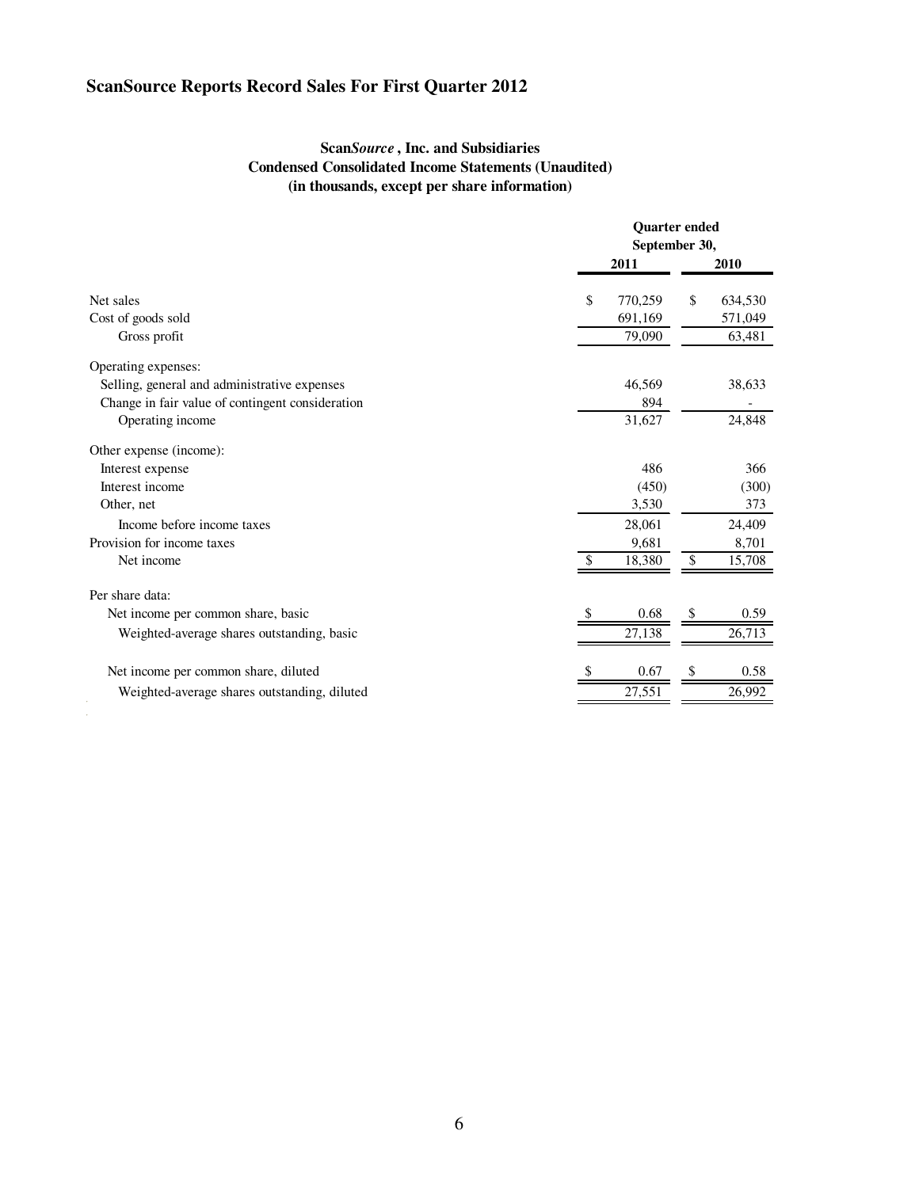# ScanSource Reports Record Sales For First Quarter 2012

**Scan*Source* , Inc. and Subsidiaries**
**Condensed Consolidated Income Statements (Unaudited)**
**(in thousands, except per share information)**

| | Quarter ended September 30, | |
|---|---|---|
| | **2011** | **2010** |
| Net sales | $ 770,259 | $ 634,530 |
| Cost of goods sold | 691,169 | 571,049 |
| Gross profit | 79,090 | 63,481 |
| Operating expenses: | | |
| Selling, general and administrative expenses | 46,569 | 38,633 |
| Change in fair value of contingent consideration | 894 | - |
| Operating income | 31,627 | 24,848 |
| Other expense (income): | | |
| Interest expense | 486 | 366 |
| Interest income | (450) | (300) |
| Other, net | 3,530 | 373 |
| Income before income taxes | 28,061 | 24,409 |
| Provision for income taxes | 9,681 | 8,701 |
| Net income | $ 18,380 | $ 15,708 |
| Per share data: | | |
| Net income per common share, basic | $ 0.68 | $ 0.59 |
| Weighted-average shares outstanding, basic | 27,138 | 26,713 |
| Net income per common share, diluted | $ 0.67 | $ 0.58 |
| Weighted-average shares outstanding, diluted | 27,551 | 26,992 |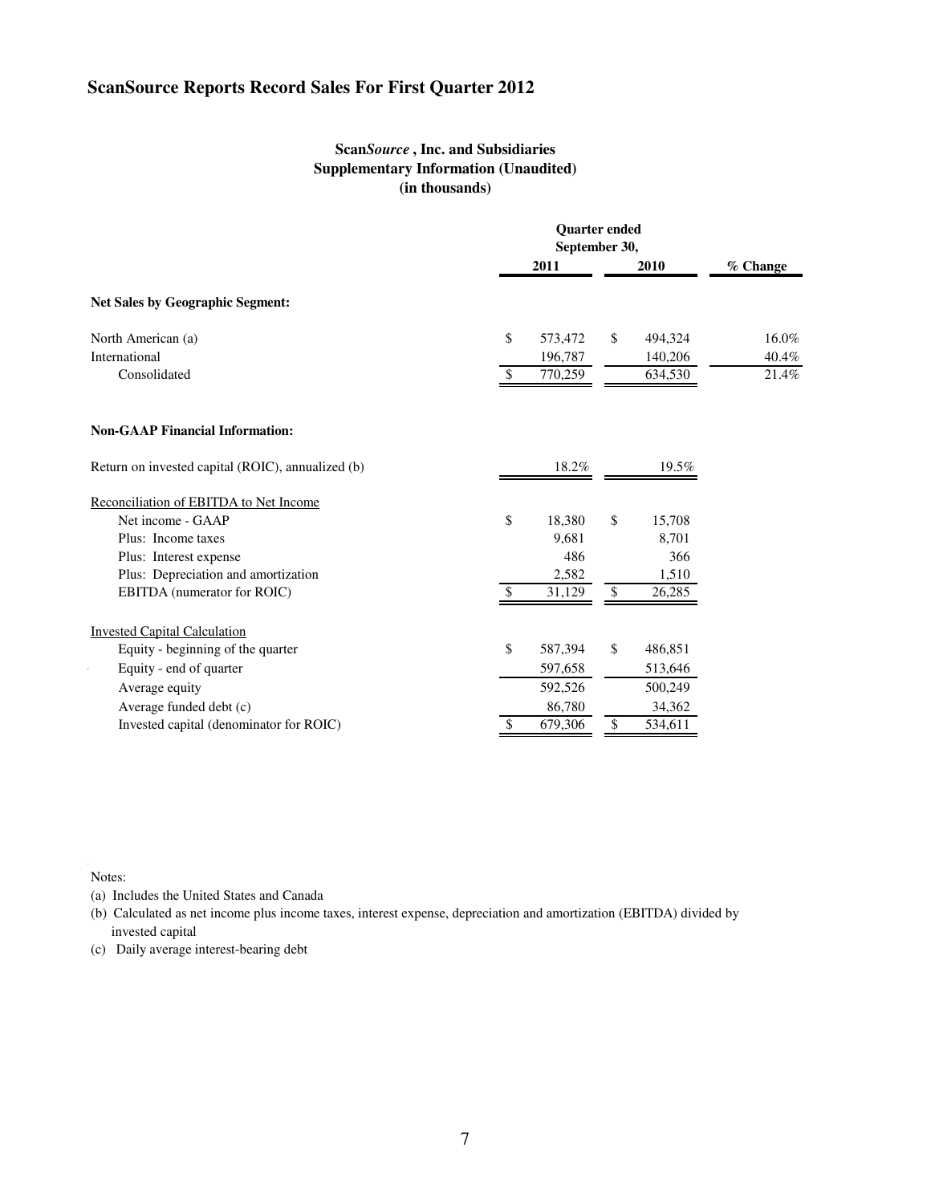# ScanSource Reports Record Sales For First Quarter 2012

**Scan*Source* , Inc. and Subsidiaries**
**Supplementary Information (Unaudited)**
**(in thousands)**

| | Quarter ended September 30, 2011 | Quarter ended September 30, 2010 | % Change |
|---|---|---|---|
| **Net Sales by Geographic Segment:** | | | |
| North American (a) | $ 573,472 | $ 494,324 | 16.0% |
| International | 196,787 | 140,206 | 40.4% |
| Consolidated | $ 770,259 | 634,530 | 21.4% |
| | | | |
| **Non-GAAP Financial Information:** | | | |
| Return on invested capital (ROIC), annualized (b) | 18.2% | 19.5% | |
| Reconciliation of EBITDA to Net Income | | | |
| Net income - GAAP | $ 18,380 | $ 15,708 | |
| Plus: Income taxes | 9,681 | 8,701 | |
| Plus: Interest expense | 486 | 366 | |
| Plus: Depreciation and amortization | 2,582 | 1,510 | |
| EBITDA (numerator for ROIC) | $ 31,129 | $ 26,285 | |
| Invested Capital Calculation | | | |
| Equity - beginning of the quarter | $ 587,394 | $ 486,851 | |
| Equity - end of quarter | 597,658 | 513,646 | |
| Average equity | 592,526 | 500,249 | |
| Average funded debt (c) | 86,780 | 34,362 | |
| Invested capital (denominator for ROIC) | $ 679,306 | $ 534,611 | |

Notes:

(a) Includes the United States and Canada

(b) Calculated as net income plus income taxes, interest expense, depreciation and amortization (EBITDA) divided by invested capital

(c) Daily average interest-bearing debt